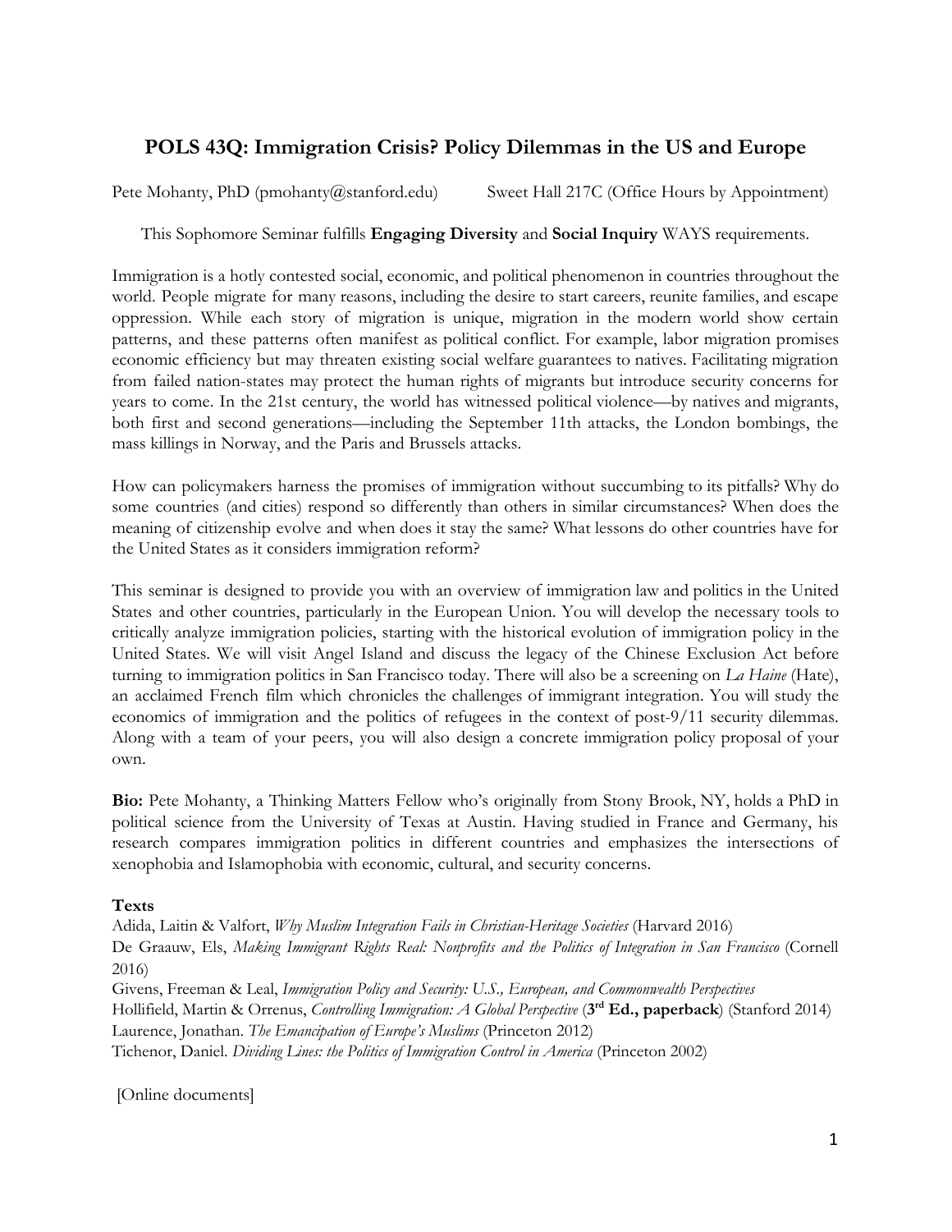# POLS 43Q: Immigration Crisis? Policy Dilemmas in the US and Europe

Pete Mohanty, PhD (pmohanty@stanford.edu) Sweet Hall 217C (Office Hours by Appointment)

This Sophomore Seminar fulfills **Engaging Diversity** and **Social Inquiry** WAYS requirements.

Immigration is a hotly contested social, economic, and political phenomenon in countries throughout the world. People migrate for many reasons, including the desire to start careers, reunite families, and escape oppression. While each story of migration is unique, migration in the modern world show certain patterns, and these patterns often manifest as political conflict. For example, labor migration promises economic efficiency but may threaten existing social welfare guarantees to natives. Facilitating migration from failed nation-states may protect the human rights of migrants but introduce security concerns for years to come. In the 21st century, the world has witnessed political violence—by natives and migrants, both first and second generations—including the September 11th attacks, the London bombings, the mass killings in Norway, and the Paris and Brussels attacks.

How can policymakers harness the promises of immigration without succumbing to its pitfalls? Why do some countries (and cities) respond so differently than others in similar circumstances? When does the meaning of citizenship evolve and when does it stay the same? What lessons do other countries have for the United States as it considers immigration reform?

This seminar is designed to provide you with an overview of immigration law and politics in the United States and other countries, particularly in the European Union. You will develop the necessary tools to critically analyze immigration policies, starting with the historical evolution of immigration policy in the United States. We will visit Angel Island and discuss the legacy of the Chinese Exclusion Act before turning to immigration politics in San Francisco today. There will also be a screening on *La Haine* (Hate), an acclaimed French film which chronicles the challenges of immigrant integration. You will study the economics of immigration and the politics of refugees in the context of post-9/11 security dilemmas. Along with a team of your peers, you will also design a concrete immigration policy proposal of your own.

**Bio:** Pete Mohanty, a Thinking Matters Fellow who's originally from Stony Brook, NY, holds a PhD in political science from the University of Texas at Austin. Having studied in France and Germany, his research compares immigration politics in different countries and emphasizes the intersections of xenophobia and Islamophobia with economic, cultural, and security concerns.

**Texts**

Adida, Laitin & Valfort, *Why Muslim Integration Fails in Christian-Heritage Societies* (Harvard 2016)
De Graauw, Els, *Making Immigrant Rights Real: Nonprofits and the Politics of Integration in San Francisco* (Cornell 2016)
Givens, Freeman & Leal, *Immigration Policy and Security: U.S., European, and Commonwealth Perspectives*
Hollifield, Martin & Orrenus, *Controlling Immigration: A Global Perspective* (**3rd Ed., paperback**) (Stanford 2014)
Laurence, Jonathan. *The Emancipation of Europe's Muslims* (Princeton 2012)
Tichenor, Daniel. *Dividing Lines: the Politics of Immigration Control in America* (Princeton 2002)

[Online documents]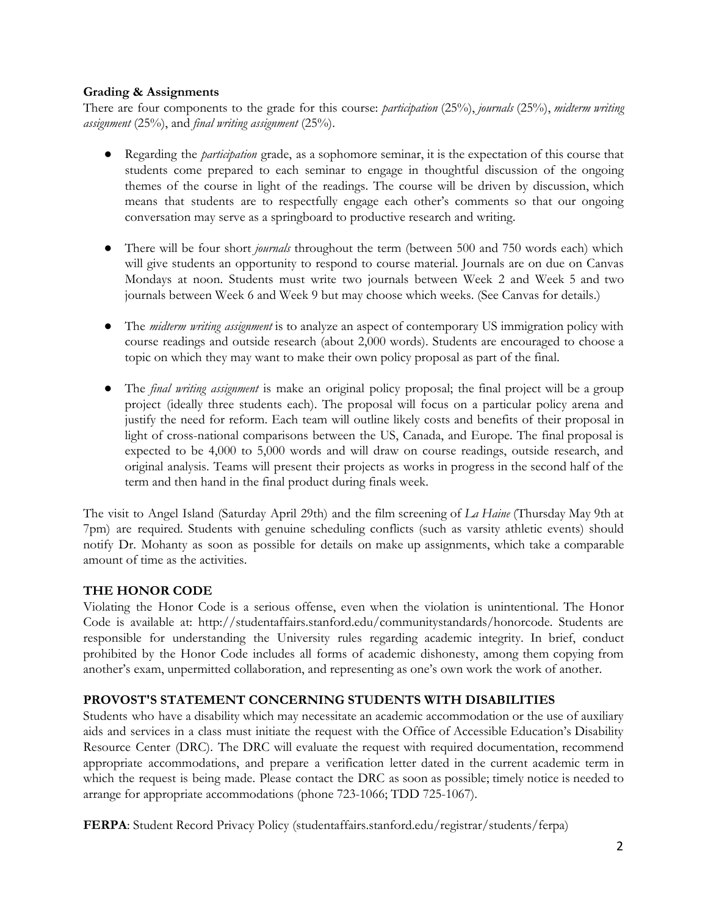**Grading & Assignments**

There are four components to the grade for this course: *participation* (25%), *journals* (25%), *midterm writing assignment* (25%), and *final writing assignment* (25%).

- Regarding the *participation* grade, as a sophomore seminar, it is the expectation of this course that students come prepared to each seminar to engage in thoughtful discussion of the ongoing themes of the course in light of the readings. The course will be driven by discussion, which means that students are to respectfully engage each other's comments so that our ongoing conversation may serve as a springboard to productive research and writing.

- There will be four short *journals* throughout the term (between 500 and 750 words each) which will give students an opportunity to respond to course material. Journals are on due on Canvas Mondays at noon. Students must write two journals between Week 2 and Week 5 and two journals between Week 6 and Week 9 but may choose which weeks. (See Canvas for details.)

- The *midterm writing assignment* is to analyze an aspect of contemporary US immigration policy with course readings and outside research (about 2,000 words). Students are encouraged to choose a topic on which they may want to make their own policy proposal as part of the final.

- The *final writing assignment* is make an original policy proposal; the final project will be a group project (ideally three students each). The proposal will focus on a particular policy arena and justify the need for reform. Each team will outline likely costs and benefits of their proposal in light of cross-national comparisons between the US, Canada, and Europe. The final proposal is expected to be 4,000 to 5,000 words and will draw on course readings, outside research, and original analysis. Teams will present their projects as works in progress in the second half of the term and then hand in the final product during finals week.

The visit to Angel Island (Saturday April 29th) and the film screening of *La Haine* (Thursday May 9th at 7pm) are required. Students with genuine scheduling conflicts (such as varsity athletic events) should notify Dr. Mohanty as soon as possible for details on make up assignments, which take a comparable amount of time as the activities.

## THE HONOR CODE

Violating the Honor Code is a serious offense, even when the violation is unintentional. The Honor Code is available at: http://studentaffairs.stanford.edu/communitystandards/honorcode. Students are responsible for understanding the University rules regarding academic integrity. In brief, conduct prohibited by the Honor Code includes all forms of academic dishonesty, among them copying from another's exam, unpermitted collaboration, and representing as one's own work the work of another.

## PROVOST'S STATEMENT CONCERNING STUDENTS WITH DISABILITIES

Students who have a disability which may necessitate an academic accommodation or the use of auxiliary aids and services in a class must initiate the request with the Office of Accessible Education's Disability Resource Center (DRC). The DRC will evaluate the request with required documentation, recommend appropriate accommodations, and prepare a verification letter dated in the current academic term in which the request is being made. Please contact the DRC as soon as possible; timely notice is needed to arrange for appropriate accommodations (phone 723-1066; TDD 725-1067).

**FERPA**: Student Record Privacy Policy (studentaffairs.stanford.edu/registrar/students/ferpa)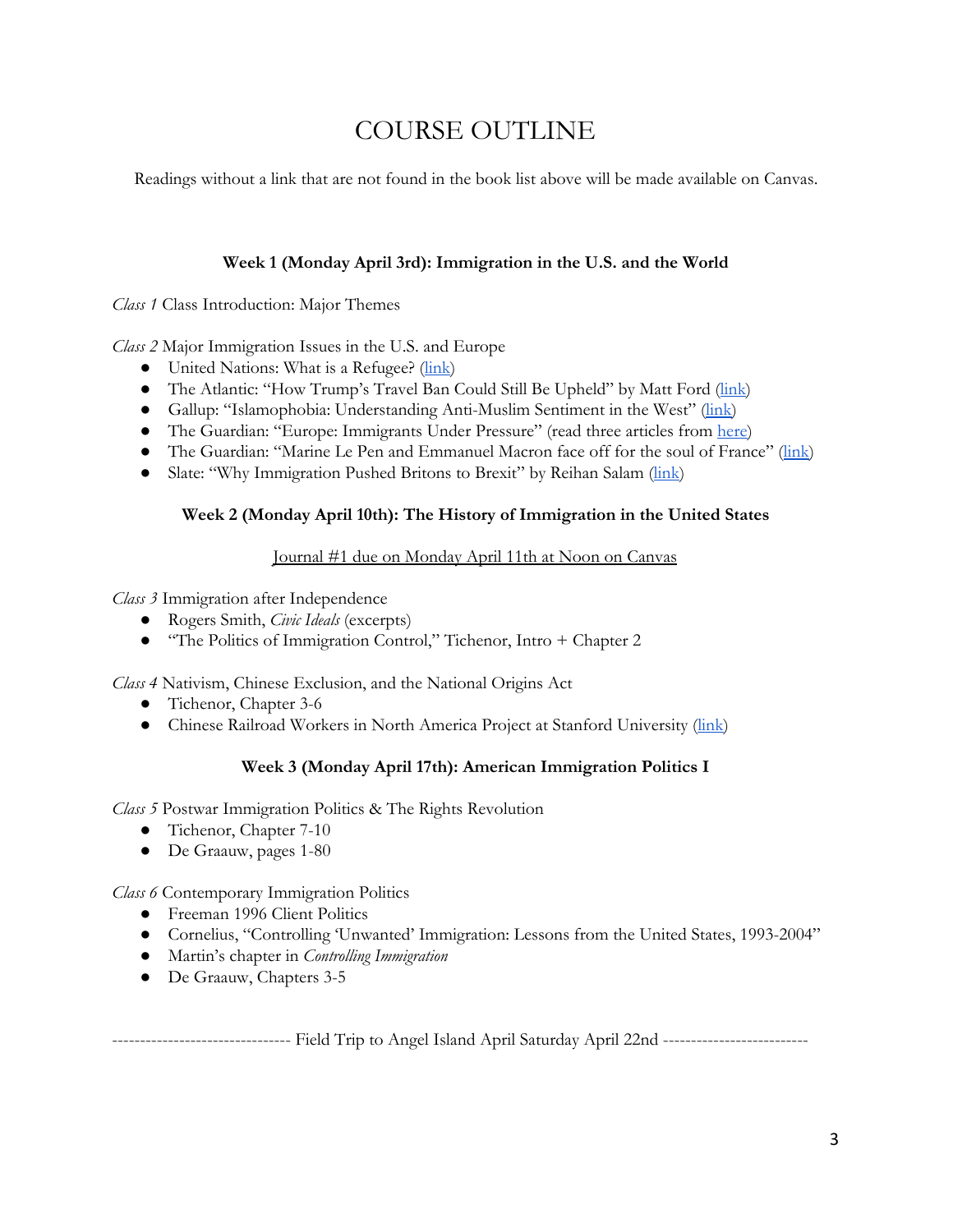# COURSE OUTLINE

Readings without a link that are not found in the book list above will be made available on Canvas.

### Week 1 (Monday April 3rd): Immigration in the U.S. and the World

*Class 1* Class Introduction: Major Themes

*Class 2* Major Immigration Issues in the U.S. and Europe

- United Nations: What is a Refugee? (link)
- The Atlantic: "How Trump's Travel Ban Could Still Be Upheld" by Matt Ford (link)
- Gallup: "Islamophobia: Understanding Anti-Muslim Sentiment in the West" (link)
- The Guardian: "Europe: Immigrants Under Pressure" (read three articles from here)
- The Guardian: "Marine Le Pen and Emmanuel Macron face off for the soul of France" (link)
- Slate: "Why Immigration Pushed Britons to Brexit" by Reihan Salam (link)

### Week 2 (Monday April 10th): The History of Immigration in the United States

Journal #1 due on Monday April 11th at Noon on Canvas

*Class 3* Immigration after Independence

- Rogers Smith, *Civic Ideals* (excerpts)
- "The Politics of Immigration Control," Tichenor, Intro + Chapter 2

*Class 4* Nativism, Chinese Exclusion, and the National Origins Act

- Tichenor, Chapter 3-6
- Chinese Railroad Workers in North America Project at Stanford University (link)

### Week 3 (Monday April 17th): American Immigration Politics I

*Class 5* Postwar Immigration Politics & The Rights Revolution

- Tichenor, Chapter 7-10
- De Graauw, pages 1-80

*Class 6* Contemporary Immigration Politics

- Freeman 1996 Client Politics
- Cornelius, "Controlling 'Unwanted' Immigration: Lessons from the United States, 1993-2004"
- Martin's chapter in *Controlling Immigration*
- De Graauw, Chapters 3-5

-------------------------------- Field Trip to Angel Island April Saturday April 22nd --------------------------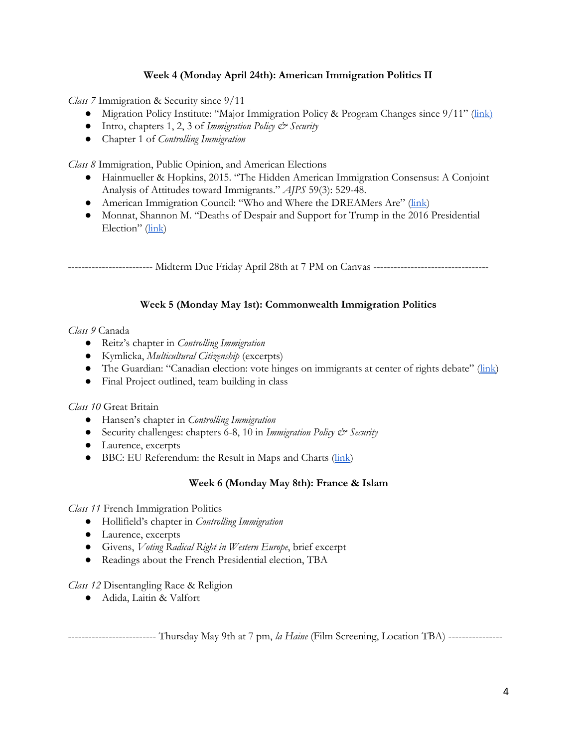### Week 4 (Monday April 24th): American Immigration Politics II

*Class 7* Immigration & Security since 9/11

- Migration Policy Institute: "Major Immigration Policy & Program Changes since 9/11" (link)
- Intro, chapters 1, 2, 3 of *Immigration Policy & Security*
- Chapter 1 of *Controlling Immigration*

*Class 8* Immigration, Public Opinion, and American Elections

- Hainmueller & Hopkins, 2015. "The Hidden American Immigration Consensus: A Conjoint Analysis of Attitudes toward Immigrants." *AJPS* 59(3): 529-48.
- American Immigration Council: "Who and Where the DREAMers Are" (link)
- Monnat, Shannon M. "Deaths of Despair and Support for Trump in the 2016 Presidential Election" (link)

------------------------ Midterm Due Friday April 28th at 7 PM on Canvas ----------------------------------

### Week 5 (Monday May 1st): Commonwealth Immigration Politics

*Class 9* Canada

- Reitz's chapter in *Controlling Immigration*
- Kymlicka, *Multicultural Citizenship* (excerpts)
- The Guardian: "Canadian election: vote hinges on immigrants at center of rights debate" (link)
- Final Project outlined, team building in class

*Class 10* Great Britain

- Hansen's chapter in *Controlling Immigration*
- Security challenges: chapters 6-8, 10 in *Immigration Policy & Security*
- Laurence, excerpts
- BBC: EU Referendum: the Result in Maps and Charts (link)

### Week 6 (Monday May 8th): France & Islam

*Class 11* French Immigration Politics

- Hollifield's chapter in *Controlling Immigration*
- Laurence, excerpts
- Givens, *Voting Radical Right in Western Europe*, brief excerpt
- Readings about the French Presidential election, TBA

*Class 12* Disentangling Race & Religion

- Adida, Laitin & Valfort

------------------------- Thursday May 9th at 7 pm, *la Haine* (Film Screening, Location TBA) ----------------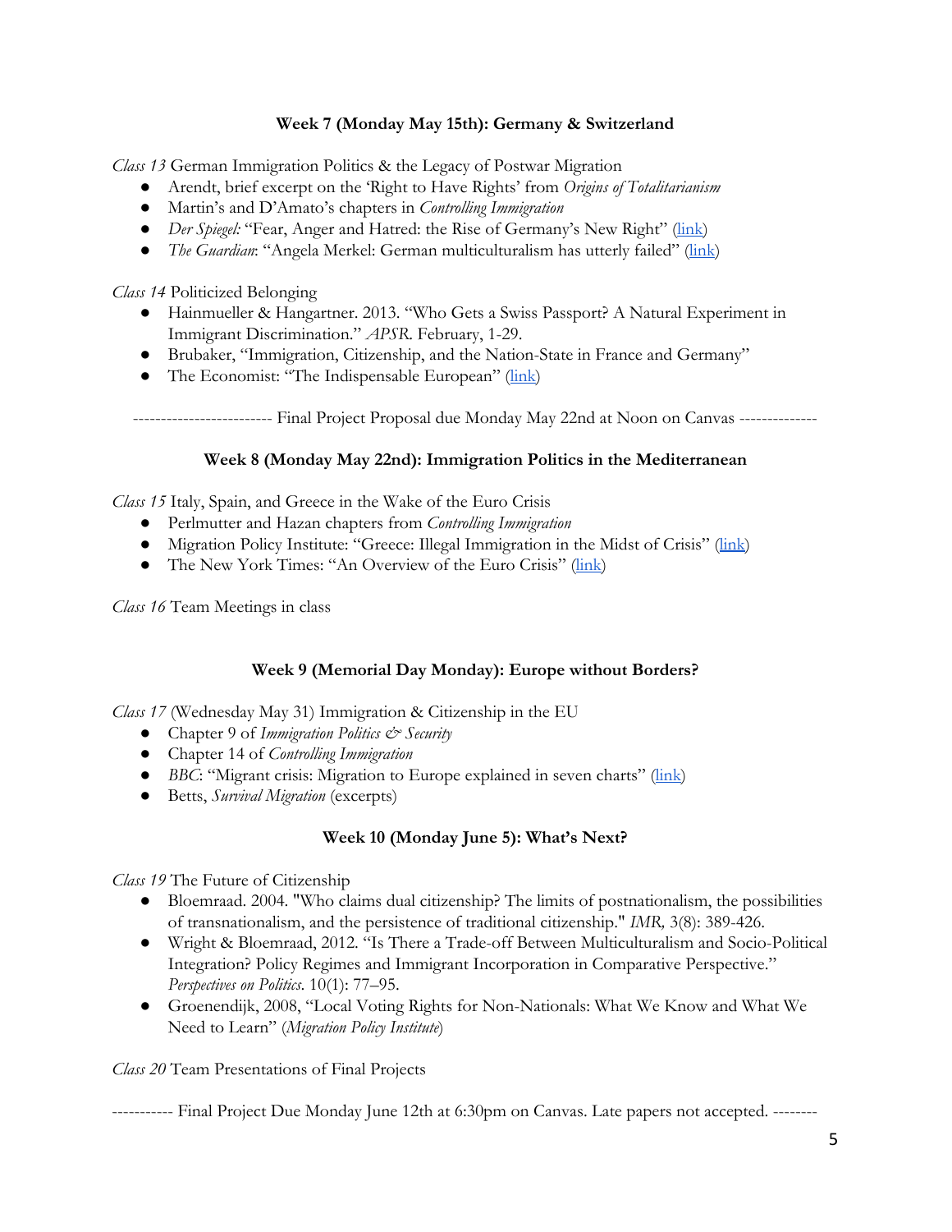### Week 7 (Monday May 15th): Germany & Switzerland

*Class 13* German Immigration Politics & the Legacy of Postwar Migration

- Arendt, brief excerpt on the 'Right to Have Rights' from *Origins of Totalitarianism*
- Martin's and D'Amato's chapters in *Controlling Immigration*
- *Der Spiegel:* "Fear, Anger and Hatred: the Rise of Germany's New Right" (link)
- *The Guardian*: "Angela Merkel: German multiculturalism has utterly failed" (link)

*Class 14* Politicized Belonging

- Hainmueller & Hangartner. 2013. "Who Gets a Swiss Passport? A Natural Experiment in Immigrant Discrimination." *APSR.* February, 1-29.
- Brubaker, "Immigration, Citizenship, and the Nation-State in France and Germany"
- The Economist: "The Indispensable European" (link)

------------------------ Final Project Proposal due Monday May 22nd at Noon on Canvas -------------

### Week 8 (Monday May 22nd): Immigration Politics in the Mediterranean

*Class 15* Italy, Spain, and Greece in the Wake of the Euro Crisis

- Perlmutter and Hazan chapters from *Controlling Immigration*
- Migration Policy Institute: "Greece: Illegal Immigration in the Midst of Crisis" (link)
- The New York Times: "An Overview of the Euro Crisis" (link)

*Class 16* Team Meetings in class

### Week 9 (Memorial Day Monday): Europe without Borders?

*Class 17* (Wednesday May 31) Immigration & Citizenship in the EU

- Chapter 9 of *Immigration Politics & Security*
- Chapter 14 of *Controlling Immigration*
- *BBC*: "Migrant crisis: Migration to Europe explained in seven charts" (link)
- Betts, *Survival Migration* (excerpts)

### Week 10 (Monday June 5): What's Next?

*Class 19* The Future of Citizenship

- Bloemraad. 2004. "Who claims dual citizenship? The limits of postnationalism, the possibilities of transnationalism, and the persistence of traditional citizenship." *IMR,* 3(8): 389-426.
- Wright & Bloemraad, 2012. "Is There a Trade-off Between Multiculturalism and Socio-Political Integration? Policy Regimes and Immigrant Incorporation in Comparative Perspective." *Perspectives on Politics.* 10(1): 77–95.
- Groenendijk, 2008, "Local Voting Rights for Non-Nationals: What We Know and What We Need to Learn" (*Migration Policy Institute*)

*Class 20* Team Presentations of Final Projects

----------- Final Project Due Monday June 12th at 6:30pm on Canvas. Late papers not accepted. --------